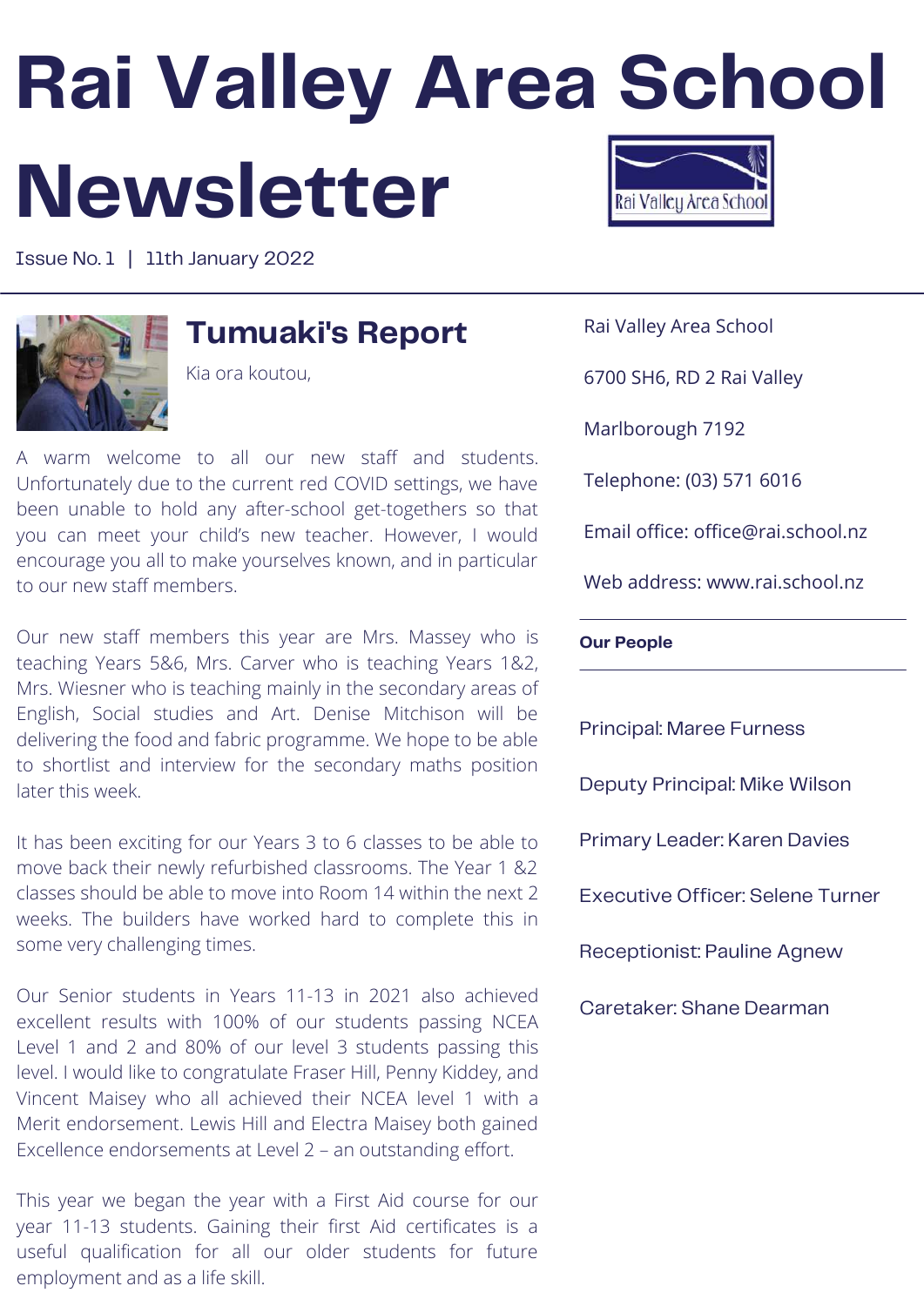# Rai Valley Area School Newsletter

Issue No. 1 | 11th January 2022

## Tumuaki's Report

Kia ora koutou,

A warm welcome to all our new staff and students. Unfortunately due to the current red COVID settings, we have been unable to hold any after-school get-togethers so that you can meet your child's new teacher. However, I would encourage you all to make yourselves known, and in particular to our new staff members.

Our new staff members this year are Mrs. Massey who is teaching Years 5&6, Mrs. Carver who is teaching Years 1&2, Mrs. Wiesner who is teaching mainly in the secondary areas of English, Social studies and Art. Denise Mitchison will be delivering the food and fabric programme. We hope to be able to shortlist and interview for the secondary maths position later this week.

It has been exciting for our Years 3 to 6 classes to be able to move back their newly refurbished classrooms. The Year 1 &2 classes should be able to move into Room 14 within the next 2 weeks. The builders have worked hard to complete this in some very challenging times.

Our Senior students in Years 11-13 in 2021 also achieved excellent results with 100% of our students passing NCEA Level 1 and 2 and 80% of our level 3 students passing this level. I would like to congratulate Fraser Hill, Penny Kiddey, and Vincent Maisey who all achieved their NCEA level 1 with a Merit endorsement. Lewis Hill and Electra Maisey both gained Excellence endorsements at Level 2 – an outstanding effort.

This year we began the year with a First Aid course for our year 11-13 students. Gaining their first Aid certificates is a useful qualification for all our older students for future employment and as a life skill.

Rai Valley Area School

6700 SH6, RD 2 Rai Valley

Marlborough 7192

Telephone: (03) 571 6016

Email office: office@rai.school.nz

Web address: www.rai.school.nz

**Our People**

Principal: Maree Furness

Deputy Principal: Mike Wilson

Primary Leader: Karen Davies

Executive Officer: Selene Turner

Receptionist: Pauline Agnew

Caretaker: Shane Dearman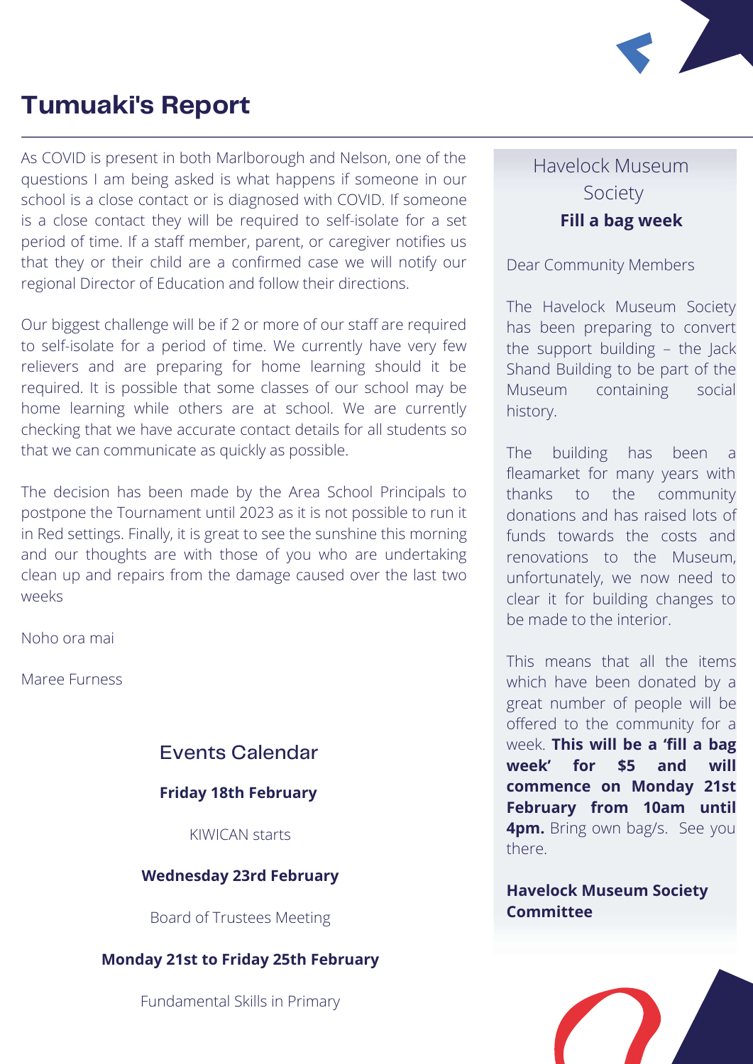# Tumuaki's Report

As COVID is present in both Marlborough and Nelson, one of the questions I am being asked is what happens if someone in our school is a close contact or is diagnosed with COVID. If someone is a close contact they will be required to self-isolate for a set period of time. If a staff member, parent, or caregiver notifies us that they or their child are a confirmed case we will notify our regional Director of Education and follow their directions.

Our biggest challenge will be if 2 or more of our staff are required to self-isolate for a period of time. We currently have very few relievers and are preparing for home learning should it be required. It is possible that some classes of our school may be home learning while others are at school. We are currently checking that we have accurate contact details for all students so that we can communicate as quickly as possible.

The decision has been made by the Area School Principals to postpone the Tournament until 2023 as it is not possible to run it in Red settings. Finally, it is great to see the sunshine this morning and our thoughts are with those of you who are undertaking clean up and repairs from the damage caused over the last two weeks

Noho ora mai

Maree Furness

## Events Calendar

**Friday 18th February**

KIWICAN starts

**Wednesday 23rd February**

Board of Trustees Meeting

**Monday 21st to Friday 25th February**

Fundamental Skills in Primary

## Havelock Museum Society

**Fill a bag week**

Dear Community Members

The Havelock Museum Society has been preparing to convert the support building – the Jack Shand Building to be part of the Museum containing social history.

The building has been a fleamarket for many years with thanks to the community donations and has raised lots of funds towards the costs and renovations to the Museum, unfortunately, we now need to clear it for building changes to be made to the interior.

This means that all the items which have been donated by a great number of people will be offered to the community for a week. **This will be a 'fill a bag week' for $5 and will commence on Monday 21st February from 10am until 4pm.** Bring own bag/s. See you there.

**Havelock Museum Society Committee**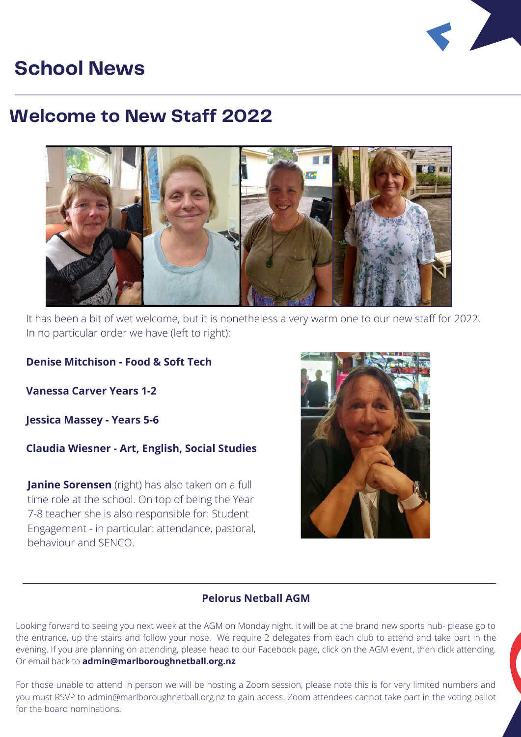# School News

## Welcome to New Staff 2022

It has been a bit of wet welcome, but it is nonetheless a very warm one to our new staff for 2022. In no particular order we have (left to right):

**Denise Mitchison - Food & Soft Tech**

**Vanessa Carver Years 1-2**

**Jessica Massey - Years 5-6**

**Claudia Wiesner - Art, English, Social Studies**

**Janine Sorensen** (right) has also taken on a full time role at the school. On top of being the Year 7-8 teacher she is also responsible for: Student Engagement - in particular: attendance, pastoral, behaviour and SENCO.

---

### Pelorus Netball AGM

Looking forward to seeing you next week at the AGM on Monday night. it will be at the brand new sports hub- please go to the entrance, up the stairs and follow your nose. We require 2 delegates from each club to attend and take part in the evening. If you are planning on attending, please head to our Facebook page, click on the AGM event, then click attending. Or email back to **admin@marlboroughnetball.org.nz**

For those unable to attend in person we will be hosting a Zoom session, please note this is for very limited numbers and you must RSVP to admin@marlboroughnetball.org.nz to gain access. Zoom attendees cannot take part in the voting ballot for the board nominations.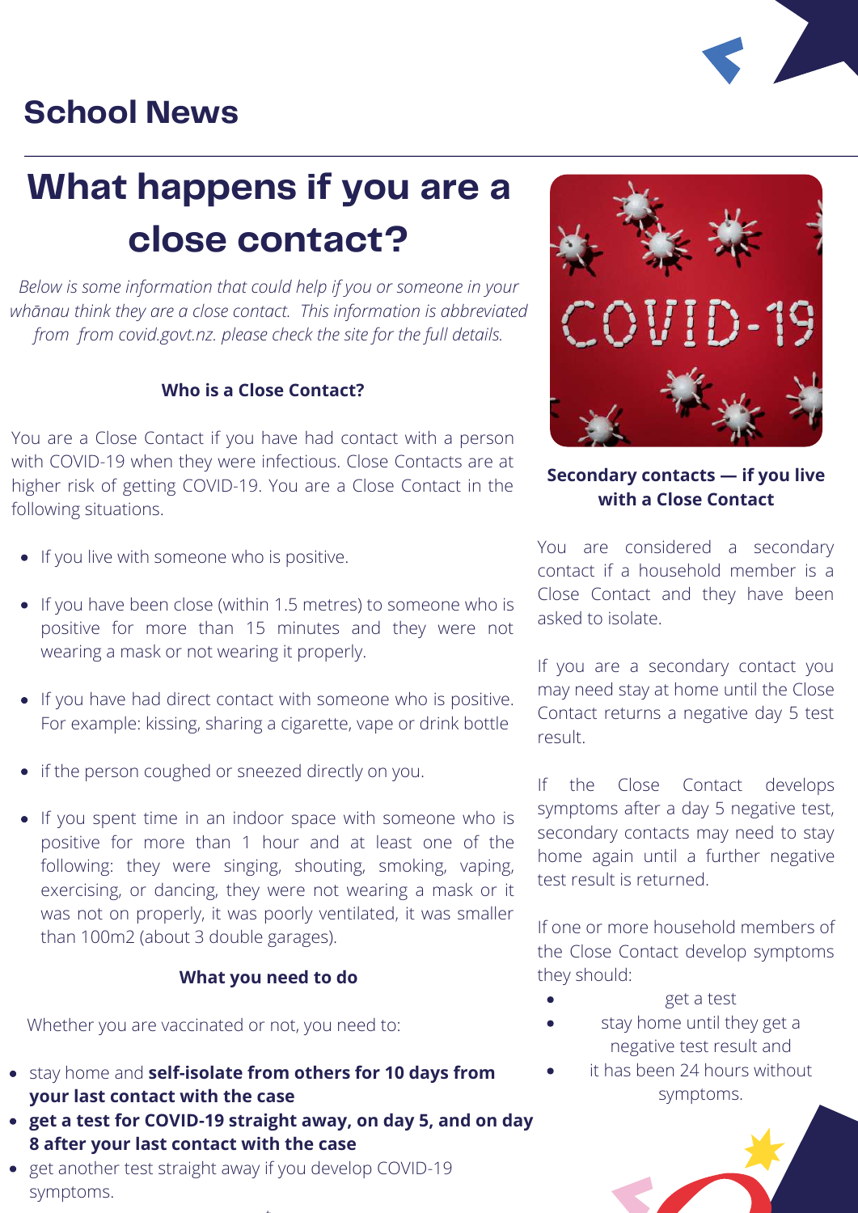## School News

# What happens if you are a close contact?

*Below is some information that could help if you or someone in your whānau think they are a close contact. This information is abbreviated from from covid.govt.nz. please check the site for the full details.*

### Who is a Close Contact?

You are a Close Contact if you have had contact with a person with COVID-19 when they were infectious. Close Contacts are at higher risk of getting COVID-19. You are a Close Contact in the following situations.

- If you live with someone who is positive.
- If you have been close (within 1.5 metres) to someone who is positive for more than 15 minutes and they were not wearing a mask or not wearing it properly.
- If you have had direct contact with someone who is positive. For example: kissing, sharing a cigarette, vape or drink bottle
- if the person coughed or sneezed directly on you.
- If you spent time in an indoor space with someone who is positive for more than 1 hour and at least one of the following: they were singing, shouting, smoking, vaping, exercising, or dancing, they were not wearing a mask or it was not on properly, it was poorly ventilated, it was smaller than 100m2 (about 3 double garages).

### What you need to do

Whether you are vaccinated or not, you need to:

- stay home and **self-isolate from others for 10 days from your last contact with the case**
- **get a test for COVID-19 straight away, on day 5, and on day 8 after your last contact with the case**
- get another test straight away if you develop COVID-19 symptoms.

### Secondary contacts — if you live with a Close Contact

You are considered a secondary contact if a household member is a Close Contact and they have been asked to isolate.

If you are a secondary contact you may need stay at home until the Close Contact returns a negative day 5 test result.

If the Close Contact develops symptoms after a day 5 negative test, secondary contacts may need to stay home again until a further negative test result is returned.

If one or more household members of the Close Contact develop symptoms they should:

- get a test
- stay home until they get a negative test result and
- it has been 24 hours without symptoms.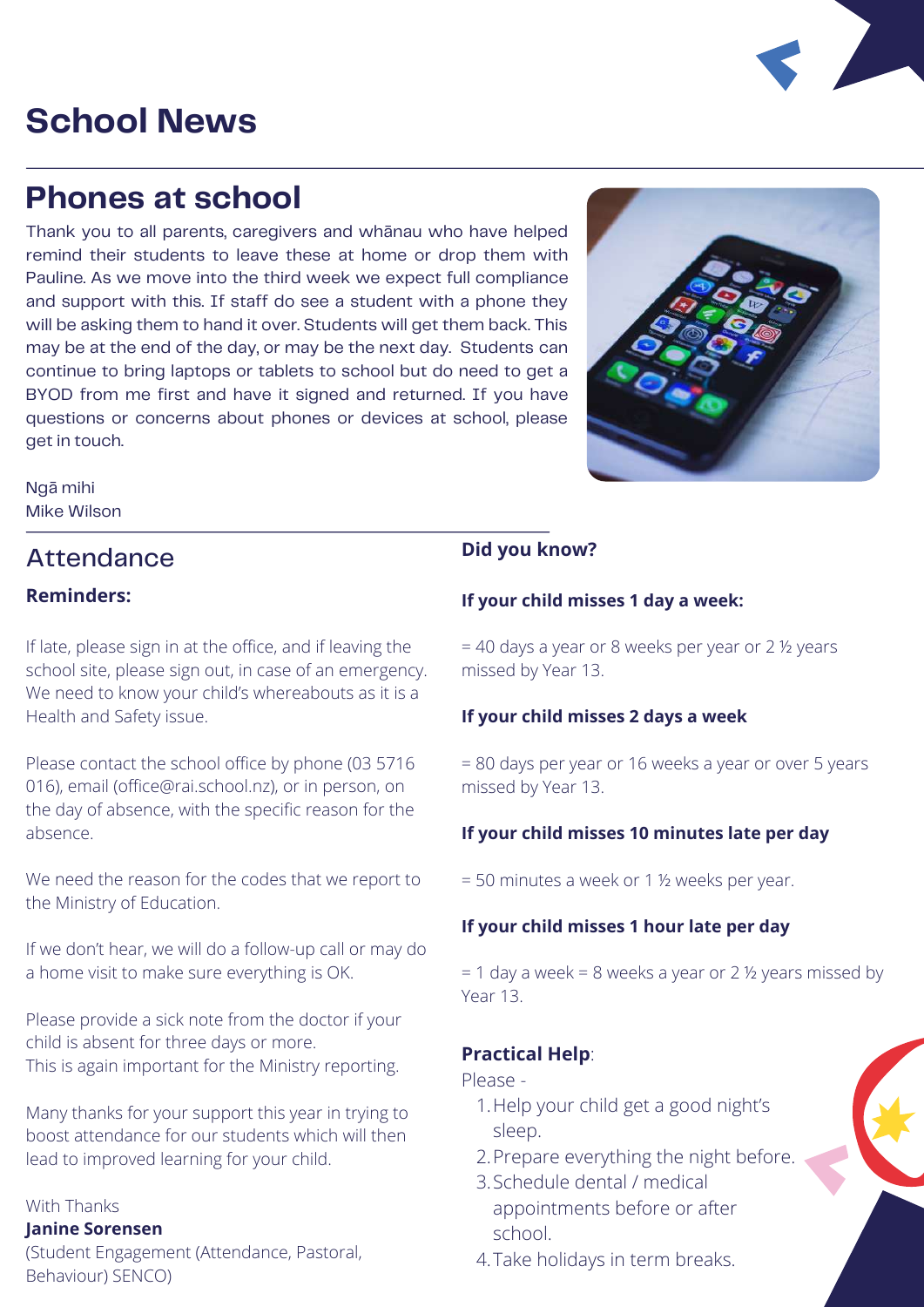# School News

## Phones at school

Thank you to all parents, caregivers and whānau who have helped remind their students to leave these at home or drop them with Pauline. As we move into the third week we expect full compliance and support with this. If staff do see a student with a phone they will be asking them to hand it over. Students will get them back. This may be at the end of the day, or may be the next day. Students can continue to bring laptops or tablets to school but do need to get a BYOD from me first and have it signed and returned. If you have questions or concerns about phones or devices at school, please get in touch.

Ngā mihi
Mike Wilson

## Attendance

### Reminders:

If late, please sign in at the office, and if leaving the school site, please sign out, in case of an emergency. We need to know your child's whereabouts as it is a Health and Safety issue.

Please contact the school office by phone (03 5716 016), email (office@rai.school.nz), or in person, on the day of absence, with the specific reason for the absence.

We need the reason for the codes that we report to the Ministry of Education.

If we don't hear, we will do a follow-up call or may do a home visit to make sure everything is OK.

Please provide a sick note from the doctor if your child is absent for three days or more.
This is again important for the Ministry reporting.

Many thanks for your support this year in trying to boost attendance for our students which will then lead to improved learning for your child.

With Thanks
**Janine Sorensen**
(Student Engagement (Attendance, Pastoral, Behaviour) SENCO)

### Did you know?

**If your child misses 1 day a week:**

= 40 days a year or 8 weeks per year or 2 ½ years missed by Year 13.

**If your child misses 2 days a week**

= 80 days per year or 16 weeks a year or over 5 years missed by Year 13.

**If your child misses 10 minutes late per day**

= 50 minutes a week or 1 ½ weeks per year.

**If your child misses 1 hour late per day**

= 1 day a week = 8 weeks a year or 2 ½ years missed by Year 13.

**Practical Help**:

Please -

1. Help your child get a good night's sleep.
2. Prepare everything the night before.
3. Schedule dental / medical appointments before or after school.
4. Take holidays in term breaks.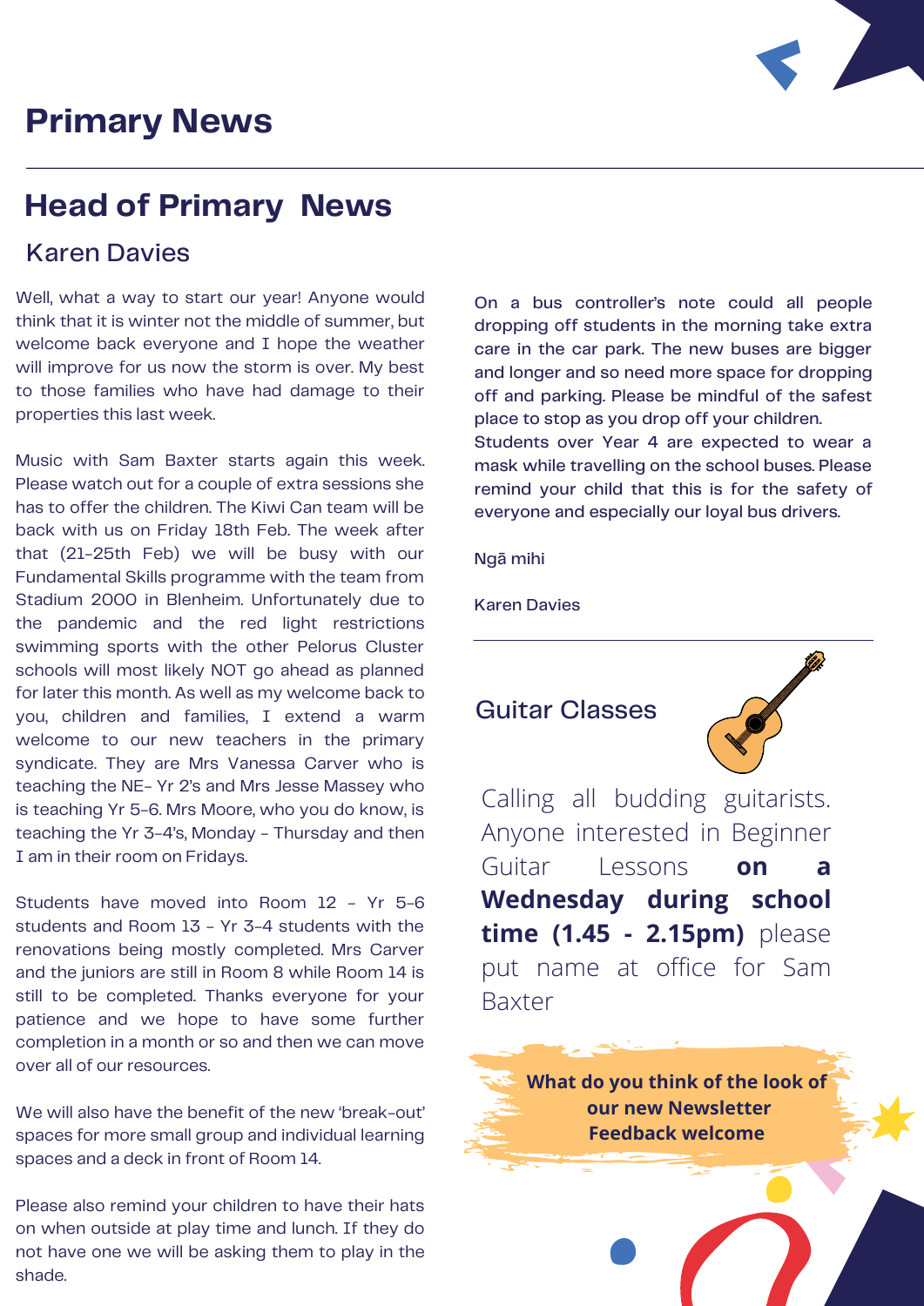# Primary News

## Head of Primary News

### Karen Davies

Well, what a way to start our year! Anyone would think that it is winter not the middle of summer, but welcome back everyone and I hope the weather will improve for us now the storm is over. My best to those families who have had damage to their properties this last week.

Music with Sam Baxter starts again this week. Please watch out for a couple of extra sessions she has to offer the children. The Kiwi Can team will be back with us on Friday 18th Feb. The week after that (21-25th Feb) we will be busy with our Fundamental Skills programme with the team from Stadium 2000 in Blenheim. Unfortunately due to the pandemic and the red light restrictions swimming sports with the other Pelorus Cluster schools will most likely NOT go ahead as planned for later this month. As well as my welcome back to you, children and families, I extend a warm welcome to our new teachers in the primary syndicate. They are Mrs Vanessa Carver who is teaching the NE- Yr 2's and Mrs Jesse Massey who is teaching Yr 5-6. Mrs Moore, who you do know, is teaching the Yr 3-4's, Monday - Thursday and then I am in their room on Fridays.

Students have moved into Room 12 - Yr 5-6 students and Room 13 - Yr 3-4 students with the renovations being mostly completed. Mrs Carver and the juniors are still in Room 8 while Room 14 is still to be completed. Thanks everyone for your patience and we hope to have some further completion in a month or so and then we can move over all of our resources.

We will also have the benefit of the new 'break-out' spaces for more small group and individual learning spaces and a deck in front of Room 14.

Please also remind your children to have their hats on when outside at play time and lunch. If they do not have one we will be asking them to play in the shade.

On a bus controller's note could all people dropping off students in the morning take extra care in the car park. The new buses are bigger and longer and so need more space for dropping off and parking. Please be mindful of the safest place to stop as you drop off your children. Students over Year 4 are expected to wear a mask while travelling on the school buses. Please remind your child that this is for the safety of everyone and especially our loyal bus drivers.

Ngā mihi

Karen Davies

---

## Guitar Classes

Calling all budding guitarists. Anyone interested in Beginner Guitar Lessons **on a Wednesday during school time (1.45 - 2.15pm)** please put name at office for Sam Baxter

**What do you think of the look of our new Newsletter**
**Feedback welcome**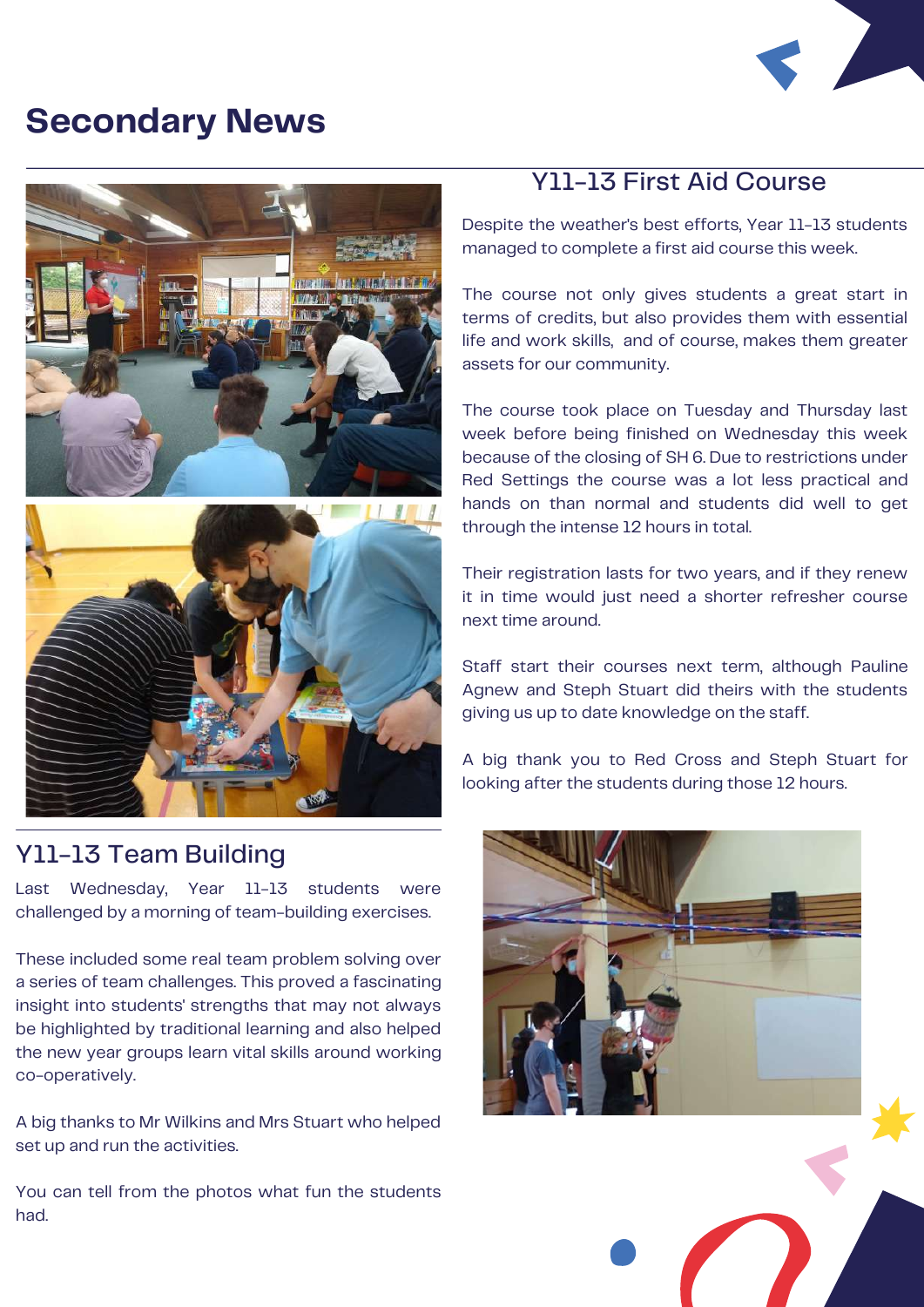# Secondary News

## Y11-13 First Aid Course

Despite the weather's best efforts, Year 11-13 students managed to complete a first aid course this week.

The course not only gives students a great start in terms of credits, but also provides them with essential life and work skills, and of course, makes them greater assets for our community.

The course took place on Tuesday and Thursday last week before being finished on Wednesday this week because of the closing of SH 6. Due to restrictions under Red Settings the course was a lot less practical and hands on than normal and students did well to get through the intense 12 hours in total.

Their registration lasts for two years, and if they renew it in time would just need a shorter refresher course next time around.

Staff start their courses next term, although Pauline Agnew and Steph Stuart did theirs with the students giving us up to date knowledge on the staff.

A big thank you to Red Cross and Steph Stuart for looking after the students during those 12 hours.

## Y11-13 Team Building

Last Wednesday, Year 11-13 students were challenged by a morning of team-building exercises.

These included some real team problem solving over a series of team challenges. This proved a fascinating insight into students' strengths that may not always be highlighted by traditional learning and also helped the new year groups learn vital skills around working co-operatively.

A big thanks to Mr Wilkins and Mrs Stuart who helped set up and run the activities.

You can tell from the photos what fun the students had.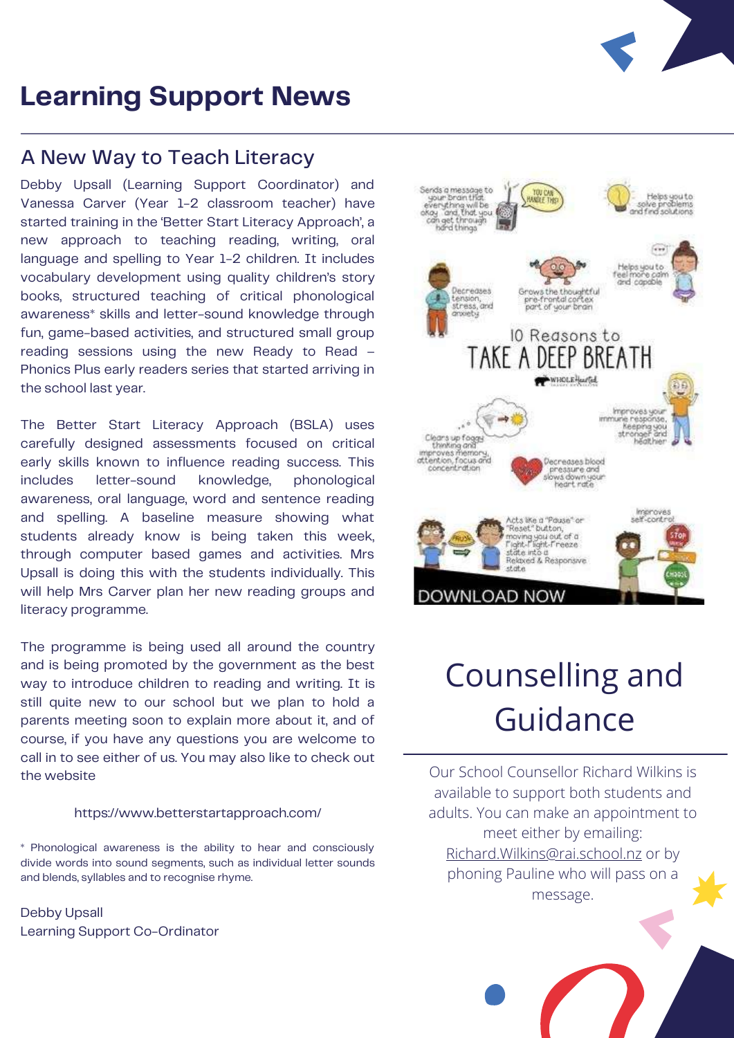# Learning Support News

## A New Way to Teach Literacy

Debby Upsall (Learning Support Coordinator) and Vanessa Carver (Year 1-2 classroom teacher) have started training in the 'Better Start Literacy Approach', a new approach to teaching reading, writing, oral language and spelling to Year 1-2 children. It includes vocabulary development using quality children's story books, structured teaching of critical phonological awareness* skills and letter-sound knowledge through fun, game-based activities, and structured small group reading sessions using the new Ready to Read – Phonics Plus early readers series that started arriving in the school last year.

The Better Start Literacy Approach (BSLA) uses carefully designed assessments focused on critical early skills known to influence reading success. This includes letter-sound knowledge, phonological awareness, oral language, word and sentence reading and spelling. A baseline measure showing what students already know is being taken this week, through computer based games and activities. Mrs Upsall is doing this with the students individually. This will help Mrs Carver plan her new reading groups and literacy programme.

The programme is being used all around the country and is being promoted by the government as the best way to introduce children to reading and writing. It is still quite new to our school but we plan to hold a parents meeting soon to explain more about it, and of course, if you have any questions you are welcome to call in to see either of us. You may also like to check out the website

https://www.betterstartapproach.com/

\* Phonological awareness is the ability to hear and consciously divide words into sound segments, such as individual letter sounds and blends, syllables and to recognise rhyme.

Debby Upsall
Learning Support Co-Ordinator

10 Reasons to TAKE A DEEP BREATH

- Sends a message to your brain that everything will be okay and, that you can get through hard things
- Helps you to solve problems and find solutions
- Decreases tension, stress, and anxiety
- Grows the thoughtful pre-frontal cortex part of your brain
- Helps you to feel more calm and capable
- Clears up foggy thinking and improves memory, attention, focus and concentration
- Improves your immune response, keeping you stronger and healthier
- Decreases blood pressure and slows down your heart rate
- Acts like a "Pause" or "Reset" button, moving you out of a Fight-Flight-Freeze state into a Relaxed & Responsive state
- Improves self-control

DOWNLOAD NOW

# Counselling and Guidance

Our School Counsellor Richard Wilkins is available to support both students and adults. You can make an appointment to meet either by emailing: Richard.Wilkins@rai.school.nz or by phoning Pauline who will pass on a message.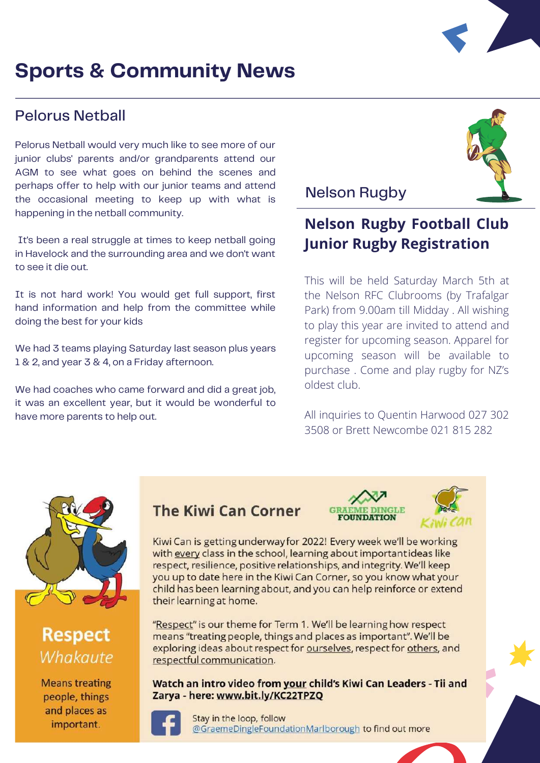# Sports & Community News

## Pelorus Netball

Pelorus Netball would very much like to see more of our junior clubs' parents and/or grandparents attend our AGM to see what goes on behind the scenes and perhaps offer to help with our junior teams and attend the occasional meeting to keep up with what is happening in the netball community.

It's been a real struggle at times to keep netball going in Havelock and the surrounding area and we don't want to see it die out.

It is not hard work! You would get full support, first hand information and help from the committee while doing the best for your kids

We had 3 teams playing Saturday last season plus years 1 & 2, and year 3 & 4, on a Friday afternoon.

We had coaches who came forward and did a great job, it was an excellent year, but it would be wonderful to have more parents to help out.

## Nelson Rugby

### Nelson Rugby Football Club Junior Rugby Registration

This will be held Saturday March 5th at the Nelson RFC Clubrooms (by Trafalgar Park) from 9.00am till Midday . All wishing to play this year are invited to attend and register for upcoming season. Apparel for upcoming season will be available to purchase . Come and play rugby for NZ's oldest club.

All inquiries to Quentin Harwood 027 302 3508 or Brett Newcombe 021 815 282

## The Kiwi Can Corner

GRAEME DINGLE FOUNDATION

Kiwi Can

**Respect**

*Whakaute*

Means treating people, things and places as important.

Kiwi Can is getting underway for 2022! Every week we'll be working with every class in the school, learning about important ideas like respect, resilience, positive relationships, and integrity. We'll keep you up to date here in the Kiwi Can Corner, so you know what your child has been learning about, and you can help reinforce or extend their learning at home.

"Respect" is our theme for Term 1. We'll be learning how respect means "treating people, things and places as important". We'll be exploring ideas about respect for ourselves, respect for others, and respectful communication.

**Watch an intro video from your child's Kiwi Can Leaders - Tii and Zarya - here: www.bit.ly/KC22TPZQ**

Stay in the loop, follow @GraemeDingleFoundationMarlborough to find out more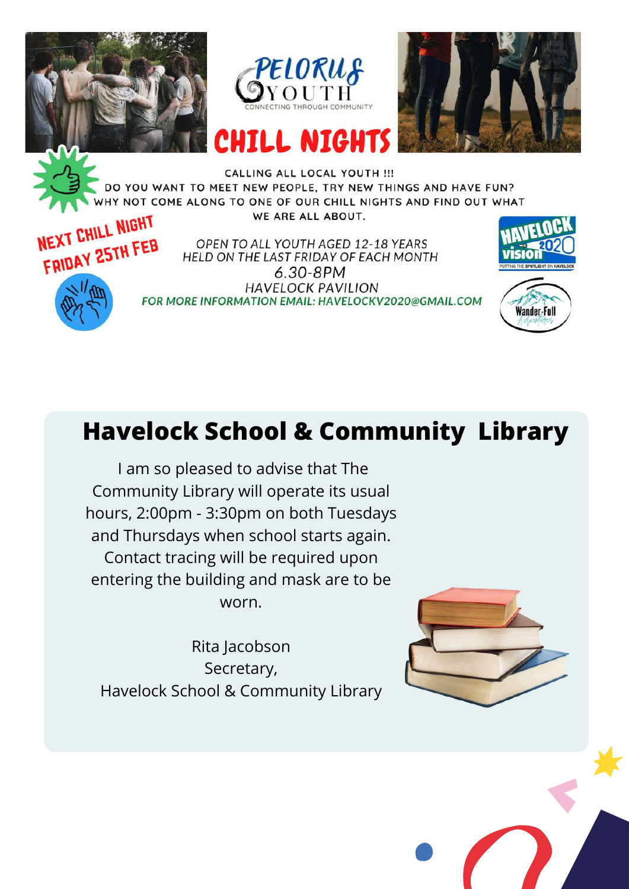PELORUS YOUTH

CONNECTING THROUGH COMMUNITY

# CHILL NIGHTS

CALLING ALL LOCAL YOUTH !!!
DO YOU WANT TO MEET NEW PEOPLE, TRY NEW THINGS AND HAVE FUN?
WHY NOT COME ALONG TO ONE OF OUR CHILL NIGHTS AND FIND OUT WHAT WE ARE ALL ABOUT.

NEXT CHILL NIGHT
FRIDAY 25TH FEB

*OPEN TO ALL YOUTH AGED 12-18 YEARS*
*HELD ON THE LAST FRIDAY OF EACH MONTH*
6.30-8PM
HAVELOCK PAVILION
FOR MORE INFORMATION EMAIL: HAVELOCKV2020@GMAIL.COM

HAVELOCK VISION 2020 — PUTTING THE SPOTLIGHT ON HAVELOCK

Wander-Full Adventures

## Havelock School & Community Library

I am so pleased to advise that The Community Library will operate its usual hours, 2:00pm - 3:30pm on both Tuesdays and Thursdays when school starts again. Contact tracing will be required upon entering the building and mask are to be worn.

Rita Jacobson
Secretary,
Havelock School & Community Library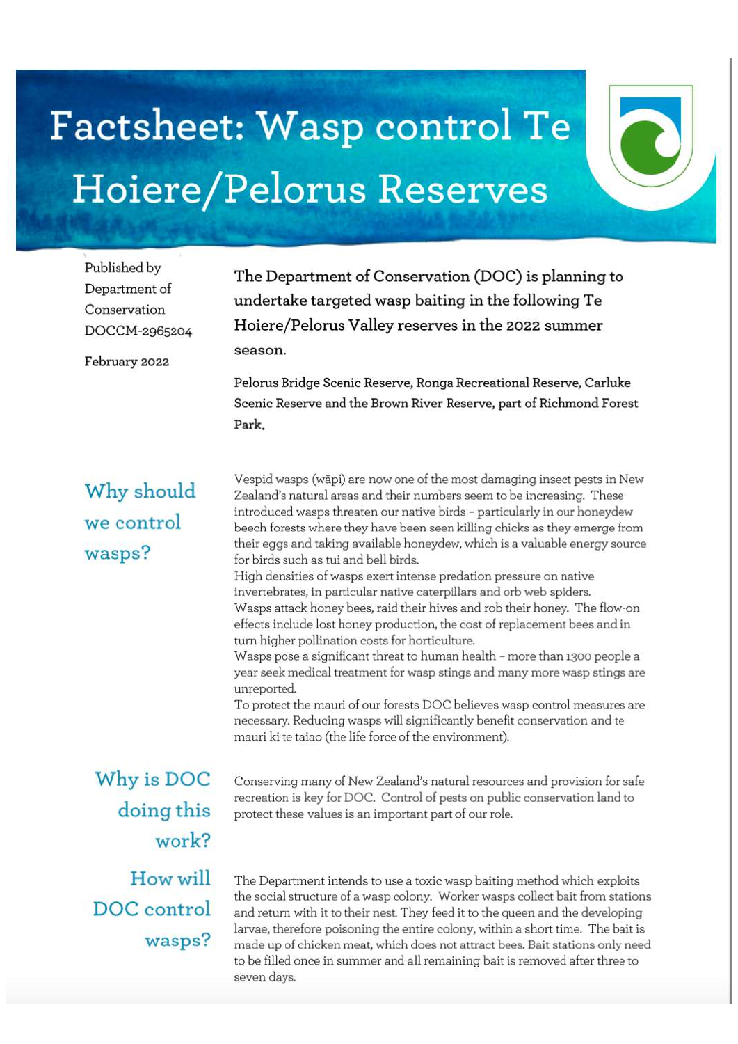# Factsheet: Wasp control Te Hoiere/Pelorus Reserves

Published by Department of Conservation DOCCM-2965204

February 2022

**The Department of Conservation (DOC) is planning to undertake targeted wasp baiting in the following Te Hoiere/Pelorus Valley reserves in the 2022 summer season.**

**Pelorus Bridge Scenic Reserve, Ronga Recreational Reserve, Carluke Scenic Reserve and the Brown River Reserve, part of Richmond Forest Park.**

## Why should we control wasps?

Vespid wasps (wāpi) are now one of the most damaging insect pests in New Zealand's natural areas and their numbers seem to be increasing. These introduced wasps threaten our native birds – particularly in our honeydew beech forests where they have been seen killing chicks as they emerge from their eggs and taking available honeydew, which is a valuable energy source for birds such as tui and bell birds.

High densities of wasps exert intense predation pressure on native invertebrates, in particular native caterpillars and orb web spiders.

Wasps attack honey bees, raid their hives and rob their honey. The flow-on effects include lost honey production, the cost of replacement bees and in turn higher pollination costs for horticulture.

Wasps pose a significant threat to human health – more than 1300 people a year seek medical treatment for wasp stings and many more wasp stings are unreported.

To protect the mauri of our forests DOC believes wasp control measures are necessary. Reducing wasps will significantly benefit conservation and te mauri ki te taiao (the life force of the environment).

## Why is DOC doing this work?

Conserving many of New Zealand's natural resources and provision for safe recreation is key for DOC. Control of pests on public conservation land to protect these values is an important part of our role.

## How will DOC control wasps?

The Department intends to use a toxic wasp baiting method which exploits the social structure of a wasp colony. Worker wasps collect bait from stations and return with it to their nest. They feed it to the queen and the developing larvae, therefore poisoning the entire colony, within a short time. The bait is made up of chicken meat, which does not attract bees. Bait stations only need to be filled once in summer and all remaining bait is removed after three to seven days.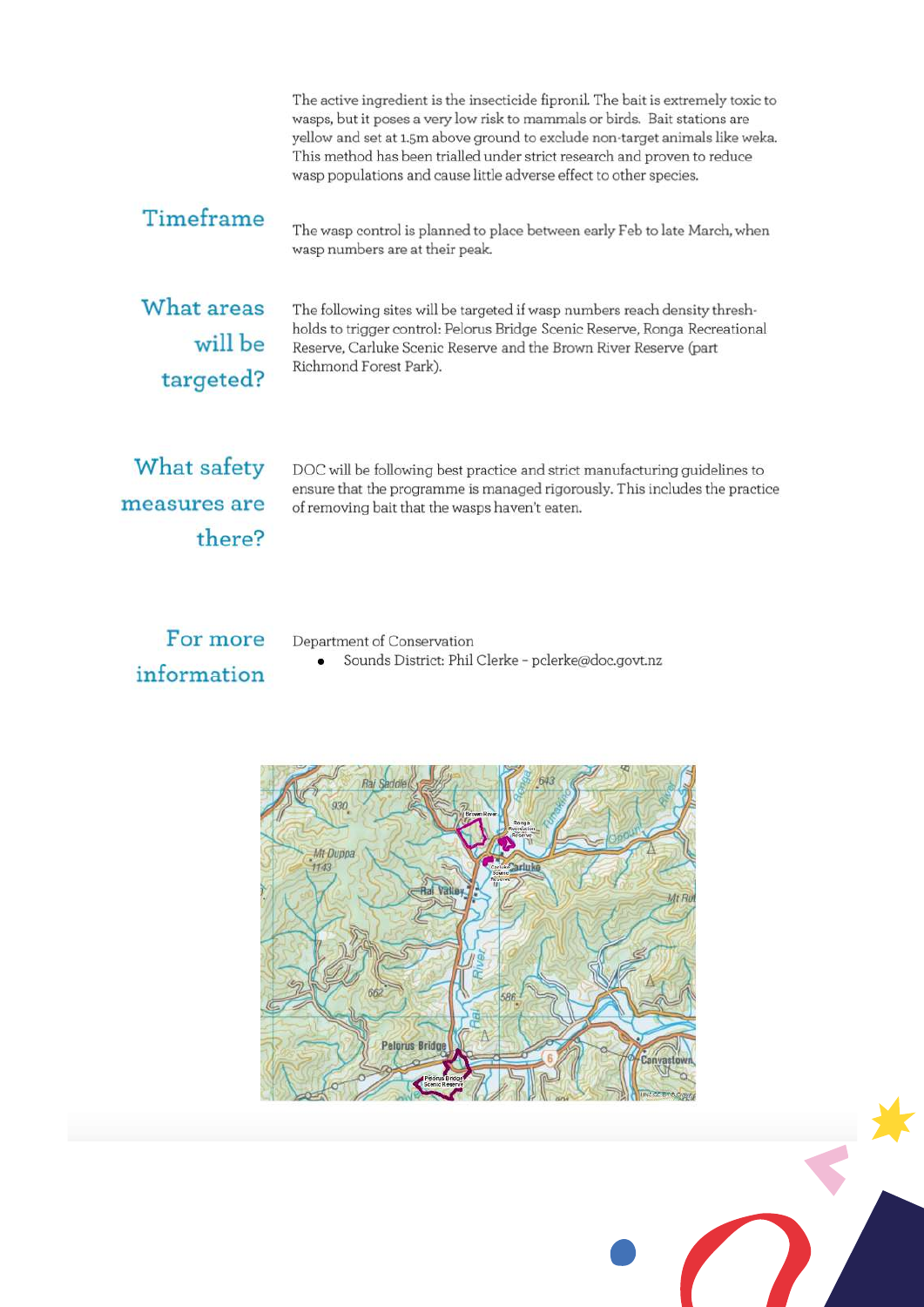The active ingredient is the insecticide fipronil. The bait is extremely toxic to wasps, but it poses a very low risk to mammals or birds. Bait stations are yellow and set at 1.5m above ground to exclude non-target animals like weka. This method has been trialled under strict research and proven to reduce wasp populations and cause little adverse effect to other species.

## Timeframe

The wasp control is planned to place between early Feb to late March, when wasp numbers are at their peak.

## What areas will be targeted?

The following sites will be targeted if wasp numbers reach density thresh-holds to trigger control: Pelorus Bridge Scenic Reserve, Ronga Recreational Reserve, Carluke Scenic Reserve and the Brown River Reserve (part Richmond Forest Park).

## What safety measures are there?

DOC will be following best practice and strict manufacturing guidelines to ensure that the programme is managed rigorously. This includes the practice of removing bait that the wasps haven't eaten.

## For more information

Department of Conservation

- Sounds District: Phil Clerke - pclerke@doc.govt.nz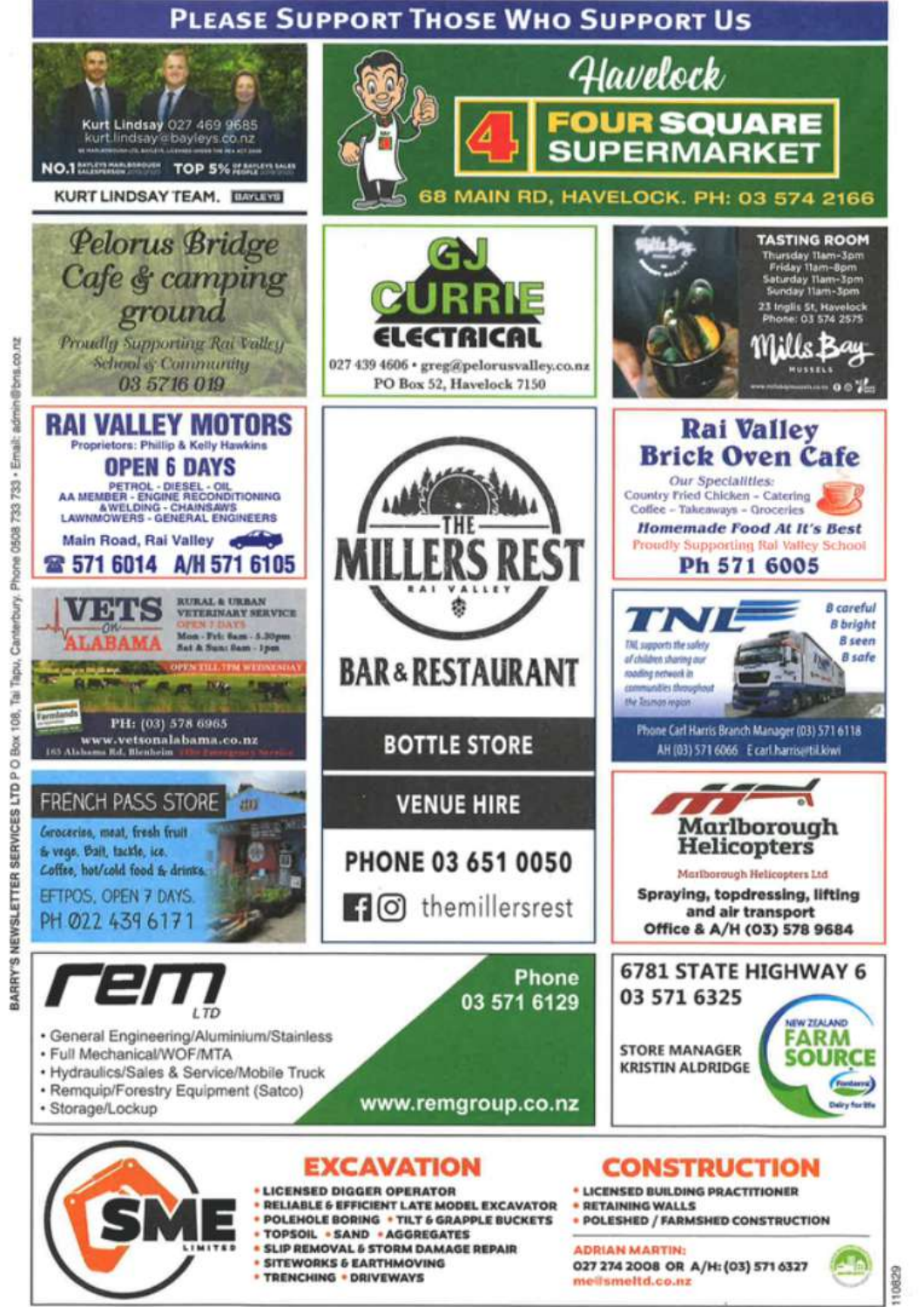# Please Support Those Who Support Us

**Kurt Lindsay** 027 469 9685
kurt.lindsay@bayleys.co.nz
NO.1 BAYLEYS MARLBOROUGH SALESPERSON · TOP 5% OF BAYLEYS SALES PEOPLE
KURT LINDSAY TEAM. BAYLEYS

## Havelock FOUR SQUARE SUPERMARKET

68 MAIN RD, HAVELOCK. PH: 03 574 2166

## Pelorus Bridge Cafe & camping ground

Proudly Supporting Rai Valley School & Community
03 5716 019

## GJ CURRIE ELECTRICAL

027 439 4606 • greg@pelorusvalley.co.nz
PO Box 52, Havelock 7150

## Mills Bay Mussels

**TASTING ROOM**
Thursday 11am-3pm
Friday 11am-8pm
Saturday 11am-3pm
Sunday 11am-3pm
23 Inglis St, Havelock
Phone: 03 574 2575

## RAI VALLEY MOTORS

Proprietors: Phillip & Kelly Hawkins
**OPEN 6 DAYS**
PETROL - DIESEL - OIL
AA MEMBER - ENGINE RECONDITIONING
& WELDING - CHAINSAWS
LAWNMOWERS - GENERAL ENGINEERS
Main Road, Rai Valley
☎ 571 6014 A/H 571 6105

## THE MILLERS REST

RAI VALLEY
BAR & RESTAURANT
BOTTLE STORE
VENUE HIRE
PHONE 03 651 0050
themillersrest

## Rai Valley Brick Oven Cafe

*Our Specialties:*
Country Fried Chicken – Catering
Coffee – Takeaways – Groceries
*Homemade Food At It's Best*
Proudly Supporting Rai Valley School
**Ph 571 6005**

## VETS on ALABAMA

RURAL & URBAN VETERINARY SERVICE
OPEN 7 DAYS
Mon - Fri: 8am - 5.30pm
Sat & Sun: 9am - 1pm
OPEN TILL 7PM WEDNESDAY
PH: (03) 578 6965
www.vetsonalabama.co.nz
165 Alabama Rd, Blenheim

## TNL

B careful
B bright
B seen
B safe

TNL supports the safety of children sharing our roading network in communities throughout the Tasman region

Phone Carl Harris Branch Manager (03) 571 6118
AH (03) 571 6066 E carl.harris@tnl.kiwi

## FRENCH PASS STORE

Groceries, meat, fresh fruit & vege. Bait, tackle, ice. Coffee, hot/cold food & drinks.
EFTPOS. OPEN 7 DAYS.
PH 022 439 6171

## Marlborough Helicopters

Marlborough Helicopters Ltd
Spraying, topdressing, lifting and air transport
Office & A/H (03) 578 9684

## rem LTD

- General Engineering/Aluminium/Stainless
- Full Mechanical/WOF/MTA
- Hydraulics/Sales & Service/Mobile Truck
- Remquip/Forestry Equipment (Satco)
- Storage/Lockup

Phone 03 571 6129
www.remgroup.co.nz

## NEW ZEALAND FARM SOURCE

6781 STATE HIGHWAY 6
03 571 6325
STORE MANAGER KRISTIN ALDRIDGE

## SME LIMITED

### EXCAVATION

- LICENSED DIGGER OPERATOR
- RELIABLE & EFFICIENT LATE MODEL EXCAVATOR
- POLEHOLE BORING • TILT & GRAPPLE BUCKETS
- TOPSOIL • SAND • AGGREGATES
- SLIP REMOVAL & STORM DAMAGE REPAIR
- SITEWORKS & EARTHMOVING
- TRENCHING • DRIVEWAYS

### CONSTRUCTION

- LICENSED BUILDING PRACTITIONER
- RETAINING WALLS
- POLESHED / FARMSHED CONSTRUCTION

ADRIAN MARTIN:
027 274 2008 OR A/H: (03) 571 6327
me@smeltd.co.nz